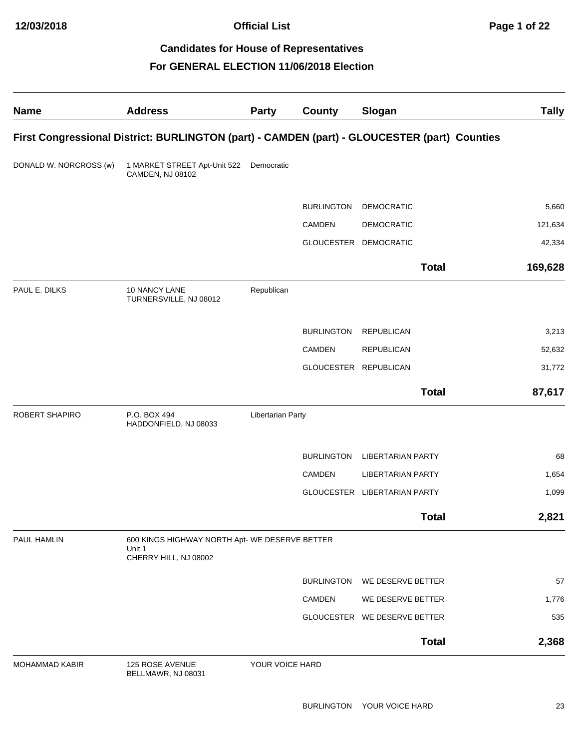# Official List

## Candidates for House of Representatives

## For GENERAL ELECTION 11/06/2018 Election

| Name | Address | Party | County | Slogan | Tally |
|---|---|---|---|---|---|
| **First Congressional District: BURLINGTON (part) - CAMDEN (part) - GLOUCESTER (part) Counties** | | | | | |
| DONALD W. NORCROSS (w) | 1 MARKET STREET Apt-Unit 522 CAMDEN, NJ 08102 | Democratic | | | |
| | | | BURLINGTON | DEMOCRATIC | 5,660 |
| | | | CAMDEN | DEMOCRATIC | 121,634 |
| | | | GLOUCESTER | DEMOCRATIC | 42,334 |
| | | | | **Total** | **169,628** |
| PAUL E. DILKS | 10 NANCY LANE TURNERSVILLE, NJ 08012 | Republican | | | |
| | | | BURLINGTON | REPUBLICAN | 3,213 |
| | | | CAMDEN | REPUBLICAN | 52,632 |
| | | | GLOUCESTER | REPUBLICAN | 31,772 |
| | | | | **Total** | **87,617** |
| ROBERT SHAPIRO | P.O. BOX 494 HADDONFIELD, NJ 08033 | Libertarian Party | | | |
| | | | BURLINGTON | LIBERTARIAN PARTY | 68 |
| | | | CAMDEN | LIBERTARIAN PARTY | 1,654 |
| | | | GLOUCESTER | LIBERTARIAN PARTY | 1,099 |
| | | | | **Total** | **2,821** |
| PAUL HAMLIN | 600 KINGS HIGHWAY NORTH Apt-Unit 1 CHERRY HILL, NJ 08002 | WE DESERVE BETTER | | | |
| | | | BURLINGTON | WE DESERVE BETTER | 57 |
| | | | CAMDEN | WE DESERVE BETTER | 1,776 |
| | | | GLOUCESTER | WE DESERVE BETTER | 535 |
| | | | | **Total** | **2,368** |
| MOHAMMAD KABIR | 125 ROSE AVENUE BELLMAWR, NJ 08031 | YOUR VOICE HARD | | | |
| | | | BURLINGTON | YOUR VOICE HARD | 23 |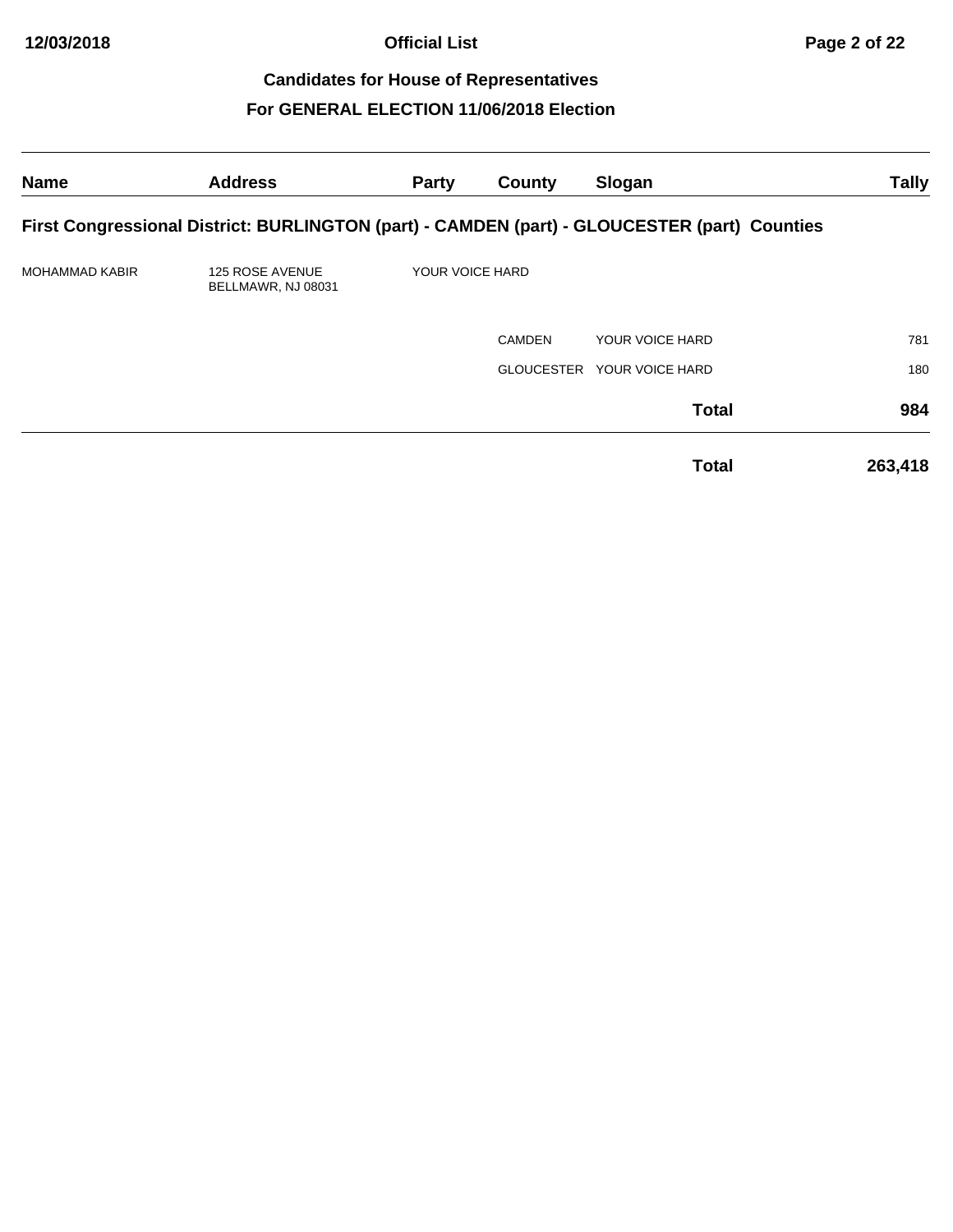**Official List**

**Candidates for House of Representatives**

**For GENERAL ELECTION 11/06/2018 Election**

| Name | Address | Party | County | Slogan | Tally |
|---|---|---|---|---|---|
| **First Congressional District: BURLINGTON (part) - CAMDEN (part) - GLOUCESTER (part) Counties** | | | | | |
| MOHAMMAD KABIR | 125 ROSE AVENUE BELLMAWR, NJ 08031 | YOUR VOICE HARD | | | |
| | | | CAMDEN | YOUR VOICE HARD | 781 |
| | | | GLOUCESTER | YOUR VOICE HARD | 180 |
| | | | | **Total** | **984** |
| | | | | **Total** | **263,418** |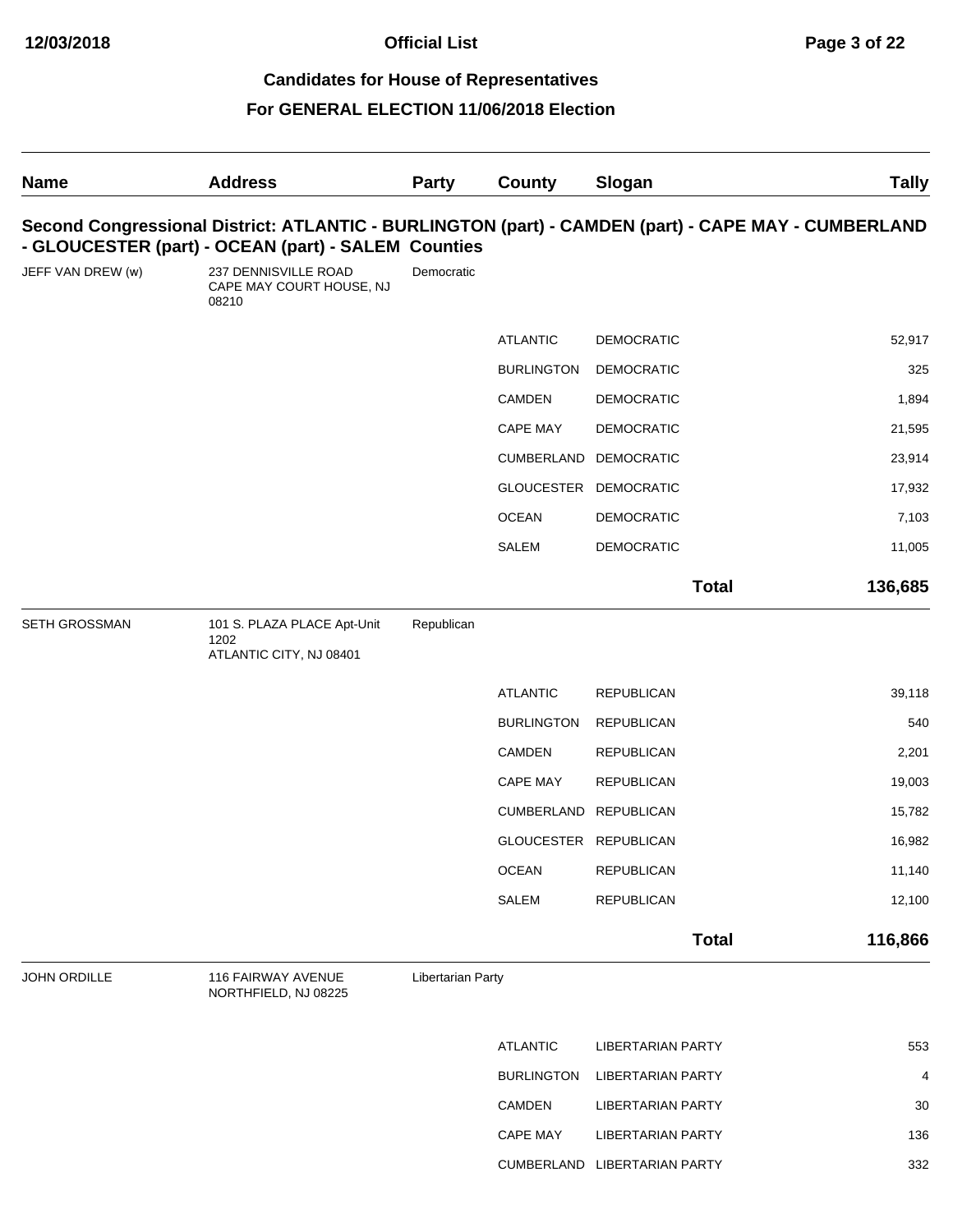## Candidates for House of Representatives

## For GENERAL ELECTION 11/06/2018 Election

| Name | Address | Party | County | Slogan | Tally |
|---|---|---|---|---|---|
| **Second Congressional District: ATLANTIC - BURLINGTON (part) - CAMDEN (part) - CAPE MAY - CUMBERLAND - GLOUCESTER (part) - OCEAN (part) - SALEM Counties** | | | | | |
| JEFF VAN DREW (w) | 237 DENNISVILLE ROAD CAPE MAY COURT HOUSE, NJ 08210 | Democratic | | | |
| | | | ATLANTIC | DEMOCRATIC | 52,917 |
| | | | BURLINGTON | DEMOCRATIC | 325 |
| | | | CAMDEN | DEMOCRATIC | 1,894 |
| | | | CAPE MAY | DEMOCRATIC | 21,595 |
| | | | CUMBERLAND | DEMOCRATIC | 23,914 |
| | | | GLOUCESTER | DEMOCRATIC | 17,932 |
| | | | OCEAN | DEMOCRATIC | 7,103 |
| | | | SALEM | DEMOCRATIC | 11,005 |
| | | | | **Total** | **136,685** |
| SETH GROSSMAN | 101 S. PLAZA PLACE Apt-Unit 1202 ATLANTIC CITY, NJ 08401 | Republican | | | |
| | | | ATLANTIC | REPUBLICAN | 39,118 |
| | | | BURLINGTON | REPUBLICAN | 540 |
| | | | CAMDEN | REPUBLICAN | 2,201 |
| | | | CAPE MAY | REPUBLICAN | 19,003 |
| | | | CUMBERLAND | REPUBLICAN | 15,782 |
| | | | GLOUCESTER | REPUBLICAN | 16,982 |
| | | | OCEAN | REPUBLICAN | 11,140 |
| | | | SALEM | REPUBLICAN | 12,100 |
| | | | | **Total** | **116,866** |
| JOHN ORDILLE | 116 FAIRWAY AVENUE NORTHFIELD, NJ 08225 | Libertarian Party | | | |
| | | | ATLANTIC | LIBERTARIAN PARTY | 553 |
| | | | BURLINGTON | LIBERTARIAN PARTY | 4 |
| | | | CAMDEN | LIBERTARIAN PARTY | 30 |
| | | | CAPE MAY | LIBERTARIAN PARTY | 136 |
| | | | CUMBERLAND | LIBERTARIAN PARTY | 332 |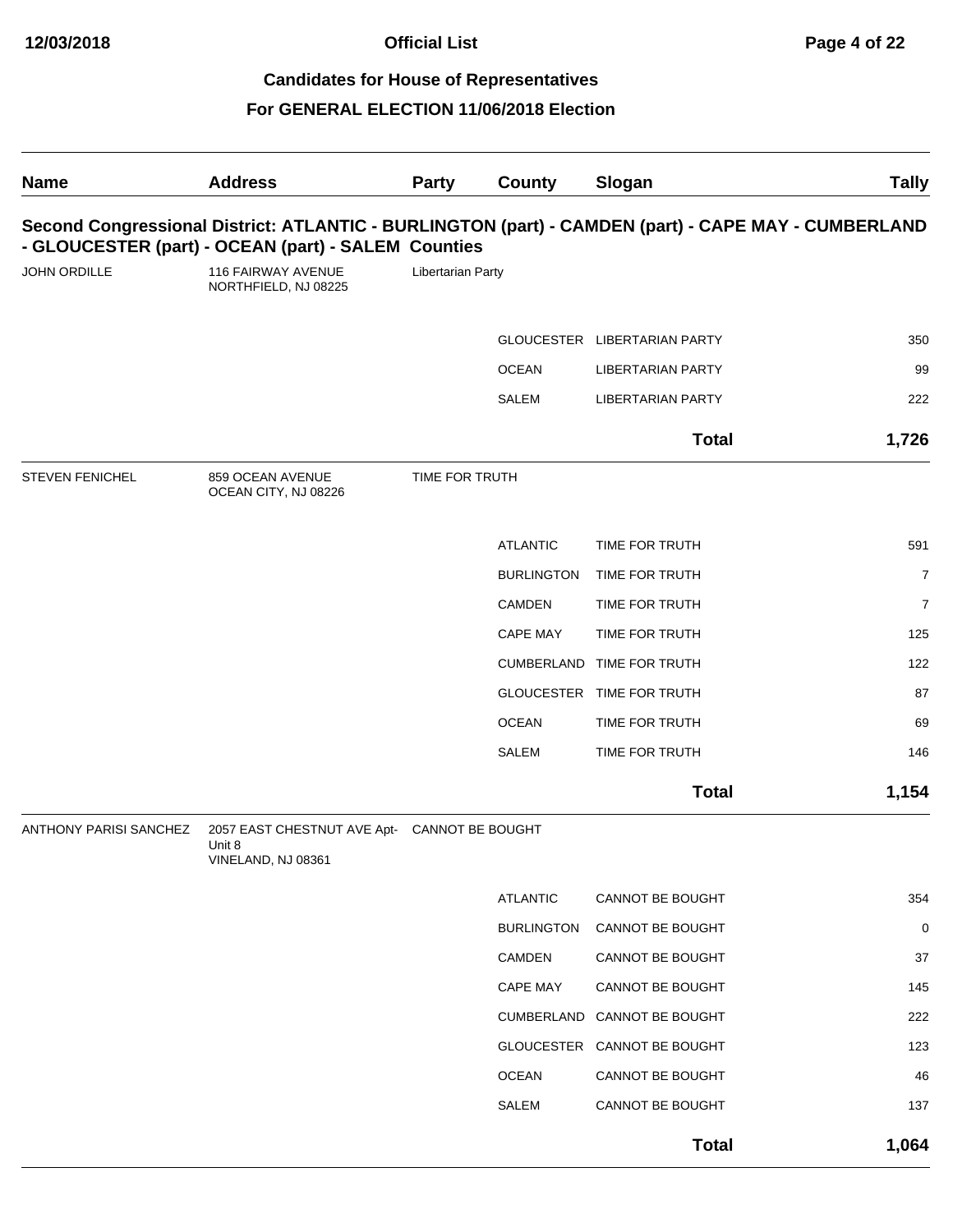## Candidates for House of Representatives

## For GENERAL ELECTION 11/06/2018 Election

| Name | Address | Party | County | Slogan | Tally |
|---|---|---|---|---|---|
| **Second Congressional District: ATLANTIC - BURLINGTON (part) - CAMDEN (part) - CAPE MAY - CUMBERLAND - GLOUCESTER (part) - OCEAN (part) - SALEM Counties** | | | | | |
| JOHN ORDILLE | 116 FAIRWAY AVENUE NORTHFIELD, NJ 08225 | Libertarian Party | | | |
| | | | GLOUCESTER | LIBERTARIAN PARTY | 350 |
| | | | OCEAN | LIBERTARIAN PARTY | 99 |
| | | | SALEM | LIBERTARIAN PARTY | 222 |
| | | | | **Total** | **1,726** |
| STEVEN FENICHEL | 859 OCEAN AVENUE OCEAN CITY, NJ 08226 | TIME FOR TRUTH | | | |
| | | | ATLANTIC | TIME FOR TRUTH | 591 |
| | | | BURLINGTON | TIME FOR TRUTH | 7 |
| | | | CAMDEN | TIME FOR TRUTH | 7 |
| | | | CAPE MAY | TIME FOR TRUTH | 125 |
| | | | CUMBERLAND | TIME FOR TRUTH | 122 |
| | | | GLOUCESTER | TIME FOR TRUTH | 87 |
| | | | OCEAN | TIME FOR TRUTH | 69 |
| | | | SALEM | TIME FOR TRUTH | 146 |
| | | | | **Total** | **1,154** |
| ANTHONY PARISI SANCHEZ | 2057 EAST CHESTNUT AVE Apt-Unit 8 VINELAND, NJ 08361 | CANNOT BE BOUGHT | | | |
| | | | ATLANTIC | CANNOT BE BOUGHT | 354 |
| | | | BURLINGTON | CANNOT BE BOUGHT | 0 |
| | | | CAMDEN | CANNOT BE BOUGHT | 37 |
| | | | CAPE MAY | CANNOT BE BOUGHT | 145 |
| | | | CUMBERLAND | CANNOT BE BOUGHT | 222 |
| | | | GLOUCESTER | CANNOT BE BOUGHT | 123 |
| | | | OCEAN | CANNOT BE BOUGHT | 46 |
| | | | SALEM | CANNOT BE BOUGHT | 137 |
| | | | | **Total** | **1,064** |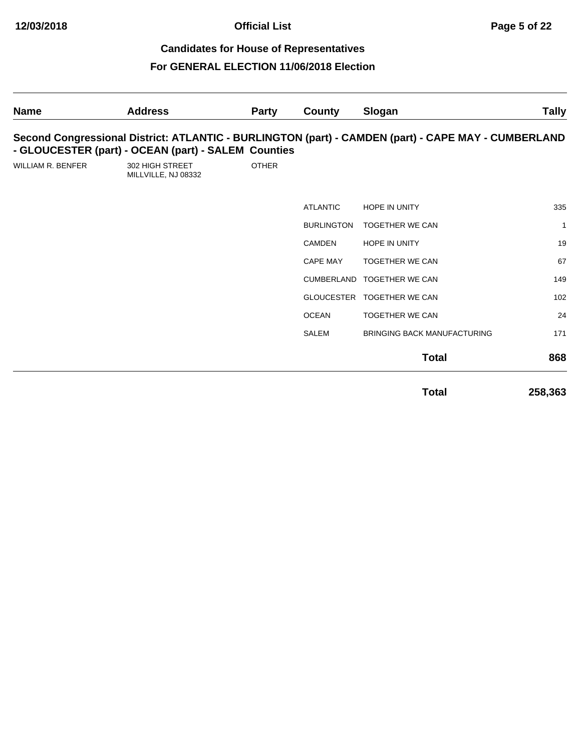## Candidates for House of Representatives

## For GENERAL ELECTION 11/06/2018 Election

| Name | Address | Party | County | Slogan | Tally |
|---|---|---|---|---|---|

### Second Congressional District: ATLANTIC - BURLINGTON (part) - CAMDEN (part) - CAPE MAY - CUMBERLAND - GLOUCESTER (part) - OCEAN (part) - SALEM Counties

| Name | Address | Party | County | Slogan | Tally |
|---|---|---|---|---|---|
| WILLIAM R. BENFER | 302 HIGH STREET MILLVILLE, NJ 08332 | OTHER | | | |
| | | | ATLANTIC | HOPE IN UNITY | 335 |
| | | | BURLINGTON | TOGETHER WE CAN | 1 |
| | | | CAMDEN | HOPE IN UNITY | 19 |
| | | | CAPE MAY | TOGETHER WE CAN | 67 |
| | | | CUMBERLAND | TOGETHER WE CAN | 149 |
| | | | GLOUCESTER | TOGETHER WE CAN | 102 |
| | | | OCEAN | TOGETHER WE CAN | 24 |
| | | | SALEM | BRINGING BACK MANUFACTURING | 171 |
| | | | | **Total** | **868** |

| | |
|---|---|
| **Total** | **258,363** |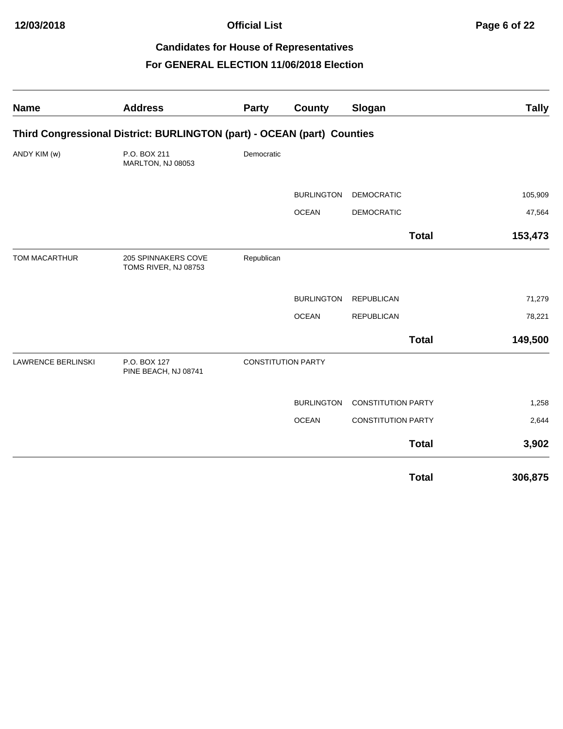# Official List

## Candidates for House of Representatives

## For GENERAL ELECTION 11/06/2018 Election

### Third Congressional District: BURLINGTON (part) - OCEAN (part) Counties

| Name | Address | Party | County | Slogan | Tally |
|---|---|---|---|---|---|
| ANDY KIM (w) | P.O. BOX 211<br>MARLTON, NJ 08053 | Democratic | | | |
| | | | BURLINGTON | DEMOCRATIC | 105,909 |
| | | | OCEAN | DEMOCRATIC | 47,564 |
| | | | | **Total** | **153,473** |
| TOM MACARTHUR | 205 SPINNAKERS COVE<br>TOMS RIVER, NJ 08753 | Republican | | | |
| | | | BURLINGTON | REPUBLICAN | 71,279 |
| | | | OCEAN | REPUBLICAN | 78,221 |
| | | | | **Total** | **149,500** |
| LAWRENCE BERLINSKI | P.O. BOX 127<br>PINE BEACH, NJ 08741 | CONSTITUTION PARTY | | | |
| | | | BURLINGTON | CONSTITUTION PARTY | 1,258 |
| | | | OCEAN | CONSTITUTION PARTY | 2,644 |
| | | | | **Total** | **3,902** |
| | | | | **Total** | **306,875** |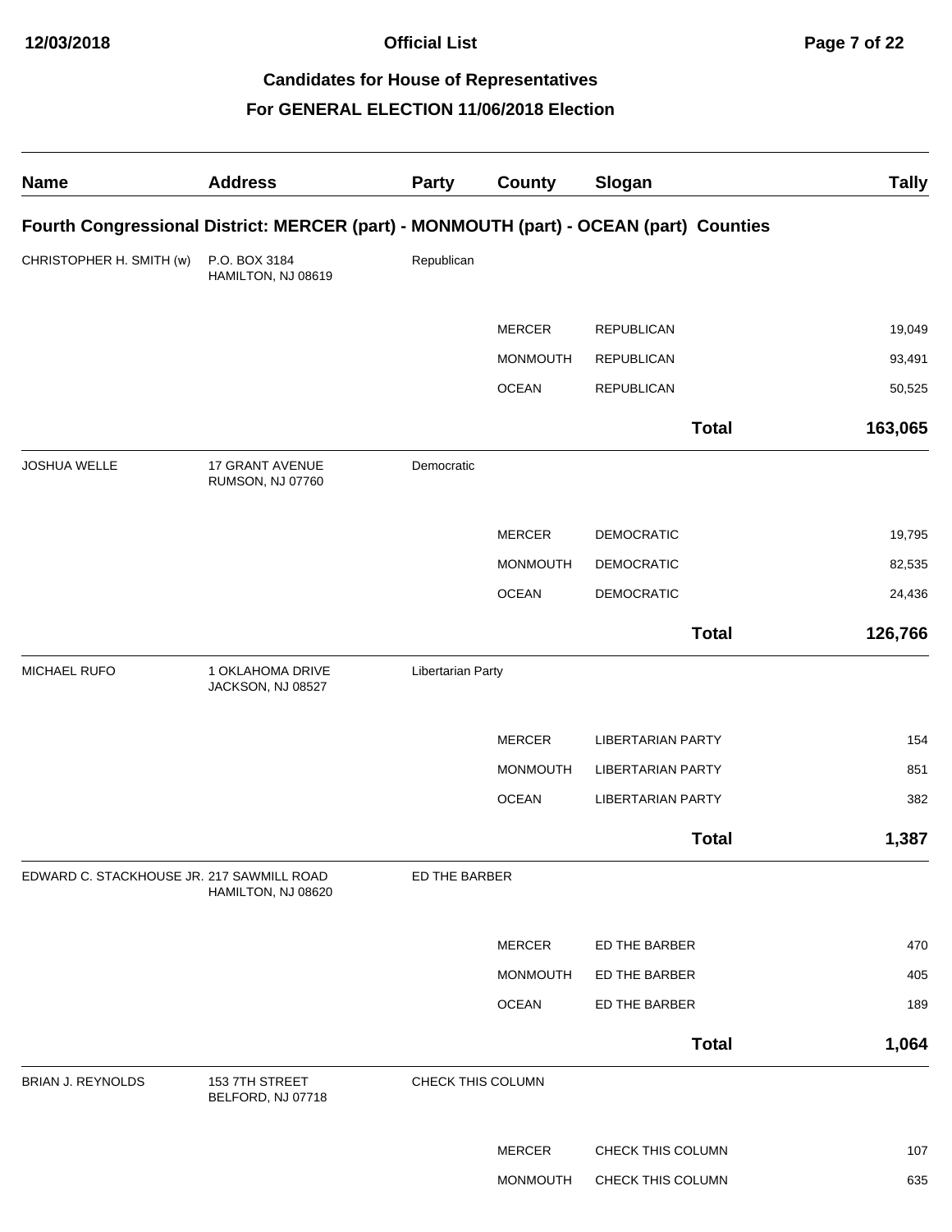## Candidates for House of Representatives

## For GENERAL ELECTION 11/06/2018 Election

| Name | Address | Party | County | Slogan | Tally |
|---|---|---|---|---|---|
| **Fourth Congressional District: MERCER (part) - MONMOUTH (part) - OCEAN (part) Counties** | | | | | |
| CHRISTOPHER H. SMITH (w) | P.O. BOX 3184 HAMILTON, NJ 08619 | Republican | | | |
| | | | MERCER | REPUBLICAN | 19,049 |
| | | | MONMOUTH | REPUBLICAN | 93,491 |
| | | | OCEAN | REPUBLICAN | 50,525 |
| | | | | **Total** | **163,065** |
| JOSHUA WELLE | 17 GRANT AVENUE RUMSON, NJ 07760 | Democratic | | | |
| | | | MERCER | DEMOCRATIC | 19,795 |
| | | | MONMOUTH | DEMOCRATIC | 82,535 |
| | | | OCEAN | DEMOCRATIC | 24,436 |
| | | | | **Total** | **126,766** |
| MICHAEL RUFO | 1 OKLAHOMA DRIVE JACKSON, NJ 08527 | Libertarian Party | | | |
| | | | MERCER | LIBERTARIAN PARTY | 154 |
| | | | MONMOUTH | LIBERTARIAN PARTY | 851 |
| | | | OCEAN | LIBERTARIAN PARTY | 382 |
| | | | | **Total** | **1,387** |
| EDWARD C. STACKHOUSE JR. | 217 SAWMILL ROAD HAMILTON, NJ 08620 | ED THE BARBER | | | |
| | | | MERCER | ED THE BARBER | 470 |
| | | | MONMOUTH | ED THE BARBER | 405 |
| | | | OCEAN | ED THE BARBER | 189 |
| | | | | **Total** | **1,064** |
| BRIAN J. REYNOLDS | 153 7TH STREET BELFORD, NJ 07718 | CHECK THIS COLUMN | | | |
| | | | MERCER | CHECK THIS COLUMN | 107 |
| | | | MONMOUTH | CHECK THIS COLUMN | 635 |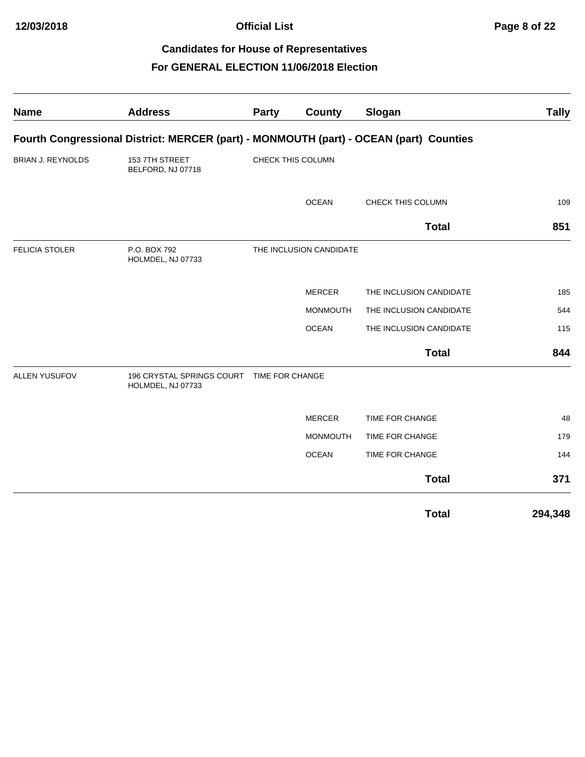**Candidates for House of Representatives**

**For GENERAL ELECTION 11/06/2018 Election**

| Name | Address | Party | County | Slogan | Tally |
|---|---|---|---|---|---|
| **Fourth Congressional District: MERCER (part) - MONMOUTH (part) - OCEAN (part) Counties** | | | | | |
| BRIAN J. REYNOLDS | 153 7TH STREET BELFORD, NJ 07718 | CHECK THIS COLUMN | | | |
| | | | OCEAN | CHECK THIS COLUMN | 109 |
| | | | | **Total** | **851** |
| FELICIA STOLER | P.O. BOX 792 HOLMDEL, NJ 07733 | THE INCLUSION CANDIDATE | | | |
| | | | MERCER | THE INCLUSION CANDIDATE | 185 |
| | | | MONMOUTH | THE INCLUSION CANDIDATE | 544 |
| | | | OCEAN | THE INCLUSION CANDIDATE | 115 |
| | | | | **Total** | **844** |
| ALLEN YUSUFOV | 196 CRYSTAL SPRINGS COURT HOLMDEL, NJ 07733 | TIME FOR CHANGE | | | |
| | | | MERCER | TIME FOR CHANGE | 48 |
| | | | MONMOUTH | TIME FOR CHANGE | 179 |
| | | | OCEAN | TIME FOR CHANGE | 144 |
| | | | | **Total** | **371** |
| | | | | **Total** | **294,348** |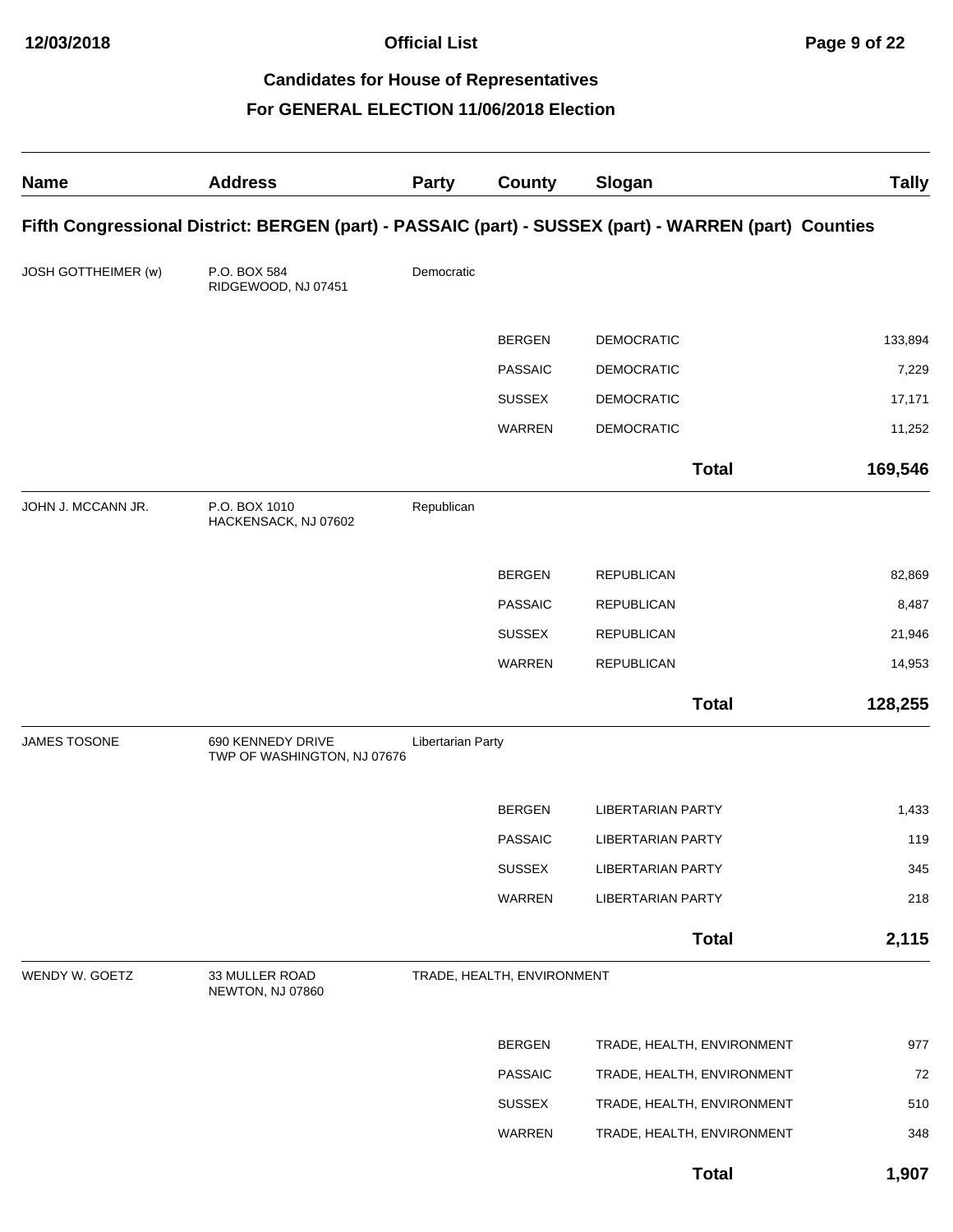# Official List

## Candidates for House of Representatives

## For GENERAL ELECTION 11/06/2018 Election

| Name | Address | Party | County | Slogan | Tally |
|---|---|---|---|---|---|

### Fifth Congressional District: BERGEN (part) - PASSAIC (part) - SUSSEX (part) - WARREN (part) Counties

| Name | Address | Party | County | Slogan | Tally |
|---|---|---|---|---|---|
| JOSH GOTTHEIMER (w) | P.O. BOX 584<br>RIDGEWOOD, NJ 07451 | Democratic | | | |
| | | | BERGEN | DEMOCRATIC | 133,894 |
| | | | PASSAIC | DEMOCRATIC | 7,229 |
| | | | SUSSEX | DEMOCRATIC | 17,171 |
| | | | WARREN | DEMOCRATIC | 11,252 |
| | | | | **Total** | **169,546** |
| JOHN J. MCCANN JR. | P.O. BOX 1010<br>HACKENSACK, NJ 07602 | Republican | | | |
| | | | BERGEN | REPUBLICAN | 82,869 |
| | | | PASSAIC | REPUBLICAN | 8,487 |
| | | | SUSSEX | REPUBLICAN | 21,946 |
| | | | WARREN | REPUBLICAN | 14,953 |
| | | | | **Total** | **128,255** |
| JAMES TOSONE | 690 KENNEDY DRIVE<br>TWP OF WASHINGTON, NJ 07676 | Libertarian Party | | | |
| | | | BERGEN | LIBERTARIAN PARTY | 1,433 |
| | | | PASSAIC | LIBERTARIAN PARTY | 119 |
| | | | SUSSEX | LIBERTARIAN PARTY | 345 |
| | | | WARREN | LIBERTARIAN PARTY | 218 |
| | | | | **Total** | **2,115** |
| WENDY W. GOETZ | 33 MULLER ROAD<br>NEWTON, NJ 07860 | TRADE, HEALTH, ENVIRONMENT | | | |
| | | | BERGEN | TRADE, HEALTH, ENVIRONMENT | 977 |
| | | | PASSAIC | TRADE, HEALTH, ENVIRONMENT | 72 |
| | | | SUSSEX | TRADE, HEALTH, ENVIRONMENT | 510 |
| | | | WARREN | TRADE, HEALTH, ENVIRONMENT | 348 |
| | | | | **Total** | **1,907** |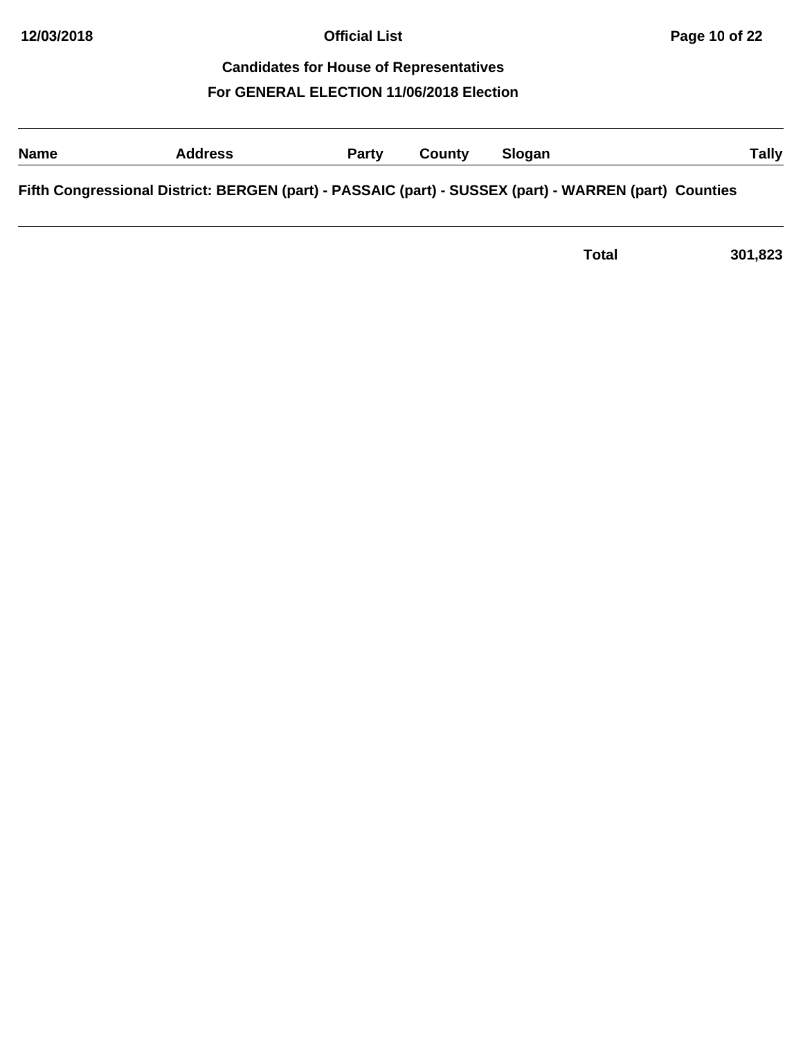## Candidates for House of Representatives

## For GENERAL ELECTION 11/06/2018 Election

| Name | Address | Party | County | Slogan | Tally |
|---|---|---|---|---|---|

**Fifth Congressional District: BERGEN (part) - PASSAIC (part) - SUSSEX (part) - WARREN (part) Counties**

| | | | | | |
|---|---|---|---|---|---|
| | | | | **Total** | **301,823** |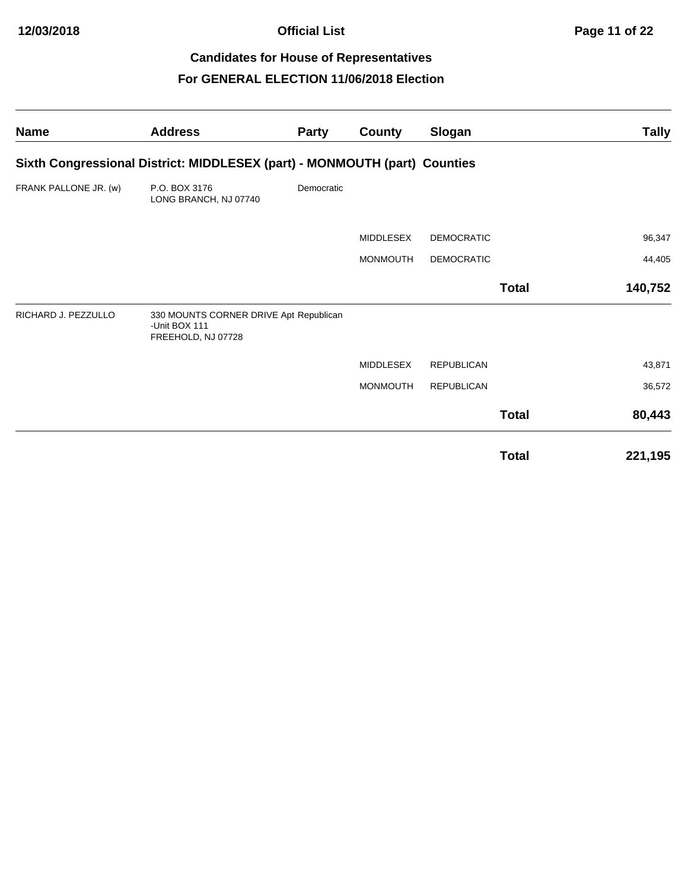## Candidates for House of Representatives

## For GENERAL ELECTION 11/06/2018 Election

| Name | Address | Party | County | Slogan | | Tally |
|---|---|---|---|---|---|---|
| **Sixth Congressional District: MIDDLESEX (part) - MONMOUTH (part) Counties** | | | | | | |
| FRANK PALLONE JR. (w) | P.O. BOX 3176 LONG BRANCH, NJ 07740 | Democratic | | | | |
| | | | MIDDLESEX | DEMOCRATIC | | 96,347 |
| | | | MONMOUTH | DEMOCRATIC | | 44,405 |
| | | | | | **Total** | **140,752** |
| RICHARD J. PEZZULLO | 330 MOUNTS CORNER DRIVE Apt -Unit BOX 111 FREEHOLD, NJ 07728 | Republican | | | | |
| | | | MIDDLESEX | REPUBLICAN | | 43,871 |
| | | | MONMOUTH | REPUBLICAN | | 36,572 |
| | | | | | **Total** | **80,443** |
| | | | | | **Total** | **221,195** |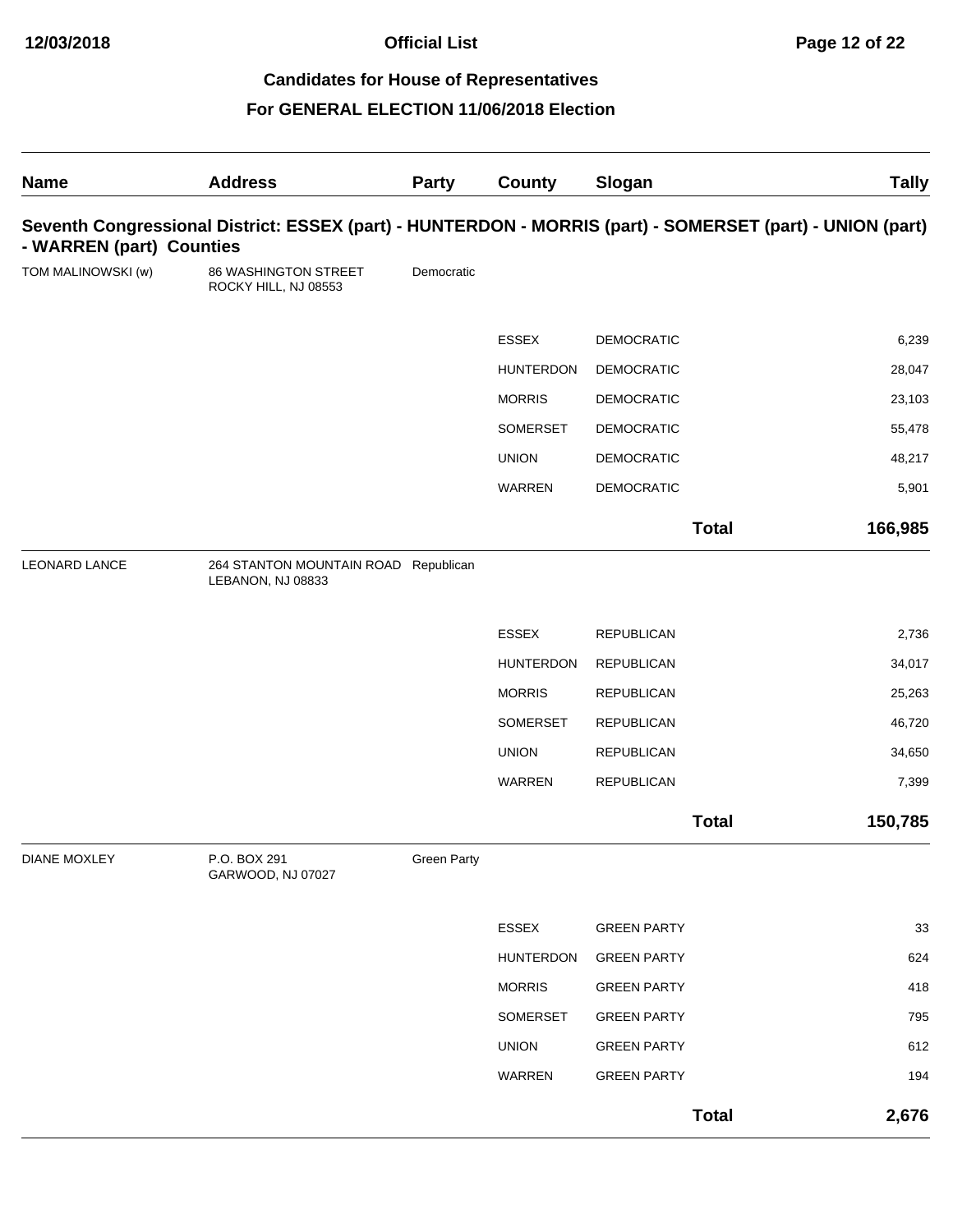# Official List

## Candidates for House of Representatives

## For GENERAL ELECTION 11/06/2018 Election

| Name | Address | Party | County | Slogan | Tally |
|---|---|---|---|---|---|
| **Seventh Congressional District: ESSEX (part) - HUNTERDON - MORRIS (part) - SOMERSET (part) - UNION (part) - WARREN (part) Counties** | | | | | |
| TOM MALINOWSKI (w) | 86 WASHINGTON STREET ROCKY HILL, NJ 08553 | Democratic | | | |
| | | | ESSEX | DEMOCRATIC | 6,239 |
| | | | HUNTERDON | DEMOCRATIC | 28,047 |
| | | | MORRIS | DEMOCRATIC | 23,103 |
| | | | SOMERSET | DEMOCRATIC | 55,478 |
| | | | UNION | DEMOCRATIC | 48,217 |
| | | | WARREN | DEMOCRATIC | 5,901 |
| | | | | **Total** | **166,985** |
| LEONARD LANCE | 264 STANTON MOUNTAIN ROAD LEBANON, NJ 08833 | Republican | | | |
| | | | ESSEX | REPUBLICAN | 2,736 |
| | | | HUNTERDON | REPUBLICAN | 34,017 |
| | | | MORRIS | REPUBLICAN | 25,263 |
| | | | SOMERSET | REPUBLICAN | 46,720 |
| | | | UNION | REPUBLICAN | 34,650 |
| | | | WARREN | REPUBLICAN | 7,399 |
| | | | | **Total** | **150,785** |
| DIANE MOXLEY | P.O. BOX 291 GARWOOD, NJ 07027 | Green Party | | | |
| | | | ESSEX | GREEN PARTY | 33 |
| | | | HUNTERDON | GREEN PARTY | 624 |
| | | | MORRIS | GREEN PARTY | 418 |
| | | | SOMERSET | GREEN PARTY | 795 |
| | | | UNION | GREEN PARTY | 612 |
| | | | WARREN | GREEN PARTY | 194 |
| | | | | **Total** | **2,676** |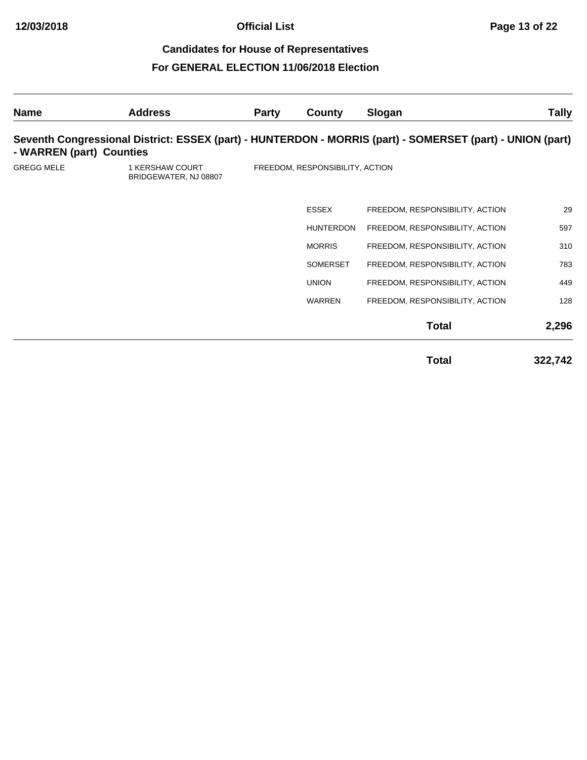# Candidates for House of Representatives

## For GENERAL ELECTION 11/06/2018 Election

| Name | Address | Party | County | Slogan | Tally |
|---|---|---|---|---|---|
| **Seventh Congressional District: ESSEX (part) - HUNTERDON - MORRIS (part) - SOMERSET (part) - UNION (part) - WARREN (part) Counties** | | | | | |
| GREGG MELE | 1 KERSHAW COURT BRIDGEWATER, NJ 08807 | FREEDOM, RESPONSIBILITY, ACTION | | | |
| | | | ESSEX | FREEDOM, RESPONSIBILITY, ACTION | 29 |
| | | | HUNTERDON | FREEDOM, RESPONSIBILITY, ACTION | 597 |
| | | | MORRIS | FREEDOM, RESPONSIBILITY, ACTION | 310 |
| | | | SOMERSET | FREEDOM, RESPONSIBILITY, ACTION | 783 |
| | | | UNION | FREEDOM, RESPONSIBILITY, ACTION | 449 |
| | | | WARREN | FREEDOM, RESPONSIBILITY, ACTION | 128 |
| | | | | **Total** | **2,296** |
| | | | | **Total** | **322,742** |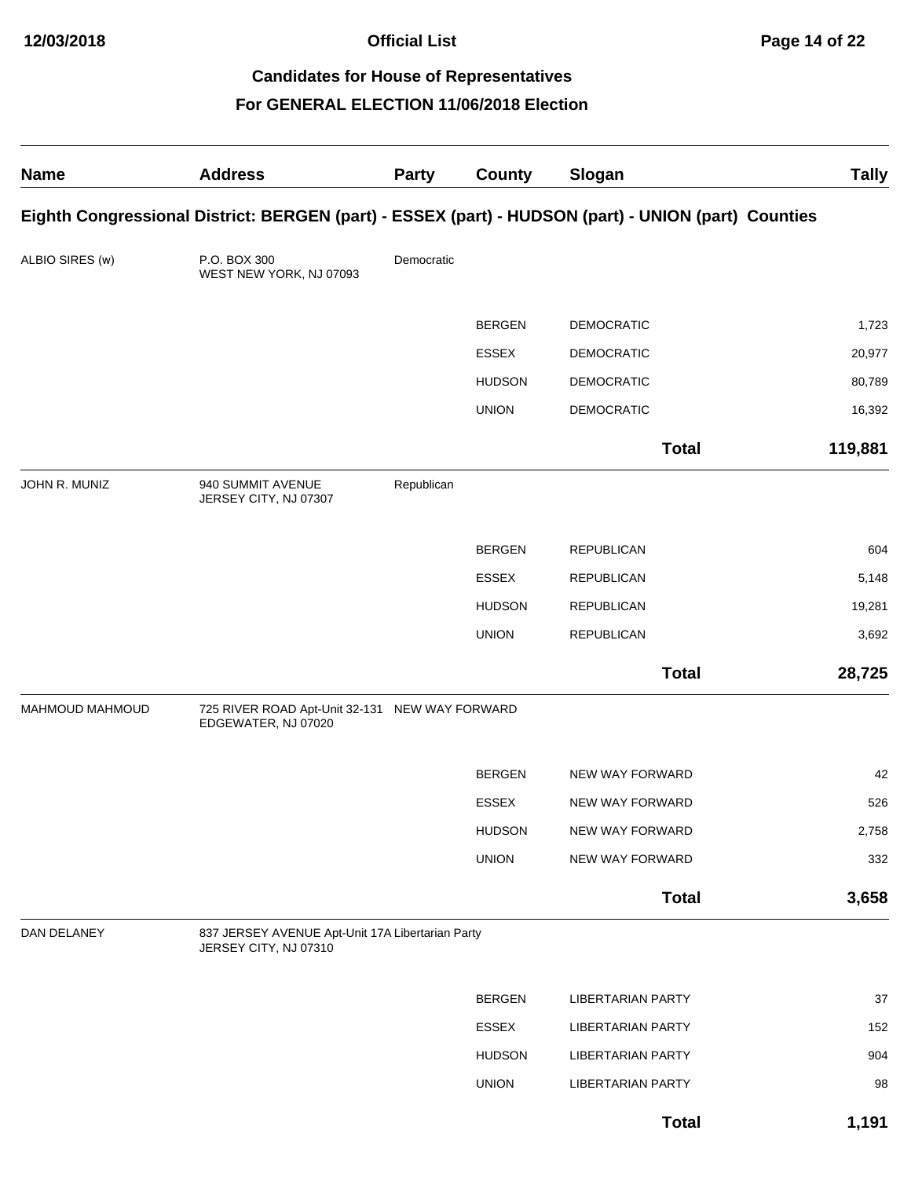**Official List**

## Candidates for House of Representatives

## For GENERAL ELECTION 11/06/2018 Election

| Name | Address | Party | County | Slogan | Tally |
|---|---|---|---|---|---|
| **Eighth Congressional District: BERGEN (part) - ESSEX (part) - HUDSON (part) - UNION (part) Counties** | | | | | |
| ALBIO SIRES (w) | P.O. BOX 300<br>WEST NEW YORK, NJ 07093 | Democratic | | | |
| | | | BERGEN | DEMOCRATIC | 1,723 |
| | | | ESSEX | DEMOCRATIC | 20,977 |
| | | | HUDSON | DEMOCRATIC | 80,789 |
| | | | UNION | DEMOCRATIC | 16,392 |
| | | | | **Total** | **119,881** |
| JOHN R. MUNIZ | 940 SUMMIT AVENUE<br>JERSEY CITY, NJ 07307 | Republican | | | |
| | | | BERGEN | REPUBLICAN | 604 |
| | | | ESSEX | REPUBLICAN | 5,148 |
| | | | HUDSON | REPUBLICAN | 19,281 |
| | | | UNION | REPUBLICAN | 3,692 |
| | | | | **Total** | **28,725** |
| MAHMOUD MAHMOUD | 725 RIVER ROAD Apt-Unit 32-131<br>EDGEWATER, NJ 07020 | NEW WAY FORWARD | | | |
| | | | BERGEN | NEW WAY FORWARD | 42 |
| | | | ESSEX | NEW WAY FORWARD | 526 |
| | | | HUDSON | NEW WAY FORWARD | 2,758 |
| | | | UNION | NEW WAY FORWARD | 332 |
| | | | | **Total** | **3,658** |
| DAN DELANEY | 837 JERSEY AVENUE Apt-Unit 17A<br>JERSEY CITY, NJ 07310 | Libertarian Party | | | |
| | | | BERGEN | LIBERTARIAN PARTY | 37 |
| | | | ESSEX | LIBERTARIAN PARTY | 152 |
| | | | HUDSON | LIBERTARIAN PARTY | 904 |
| | | | UNION | LIBERTARIAN PARTY | 98 |
| | | | | **Total** | **1,191** |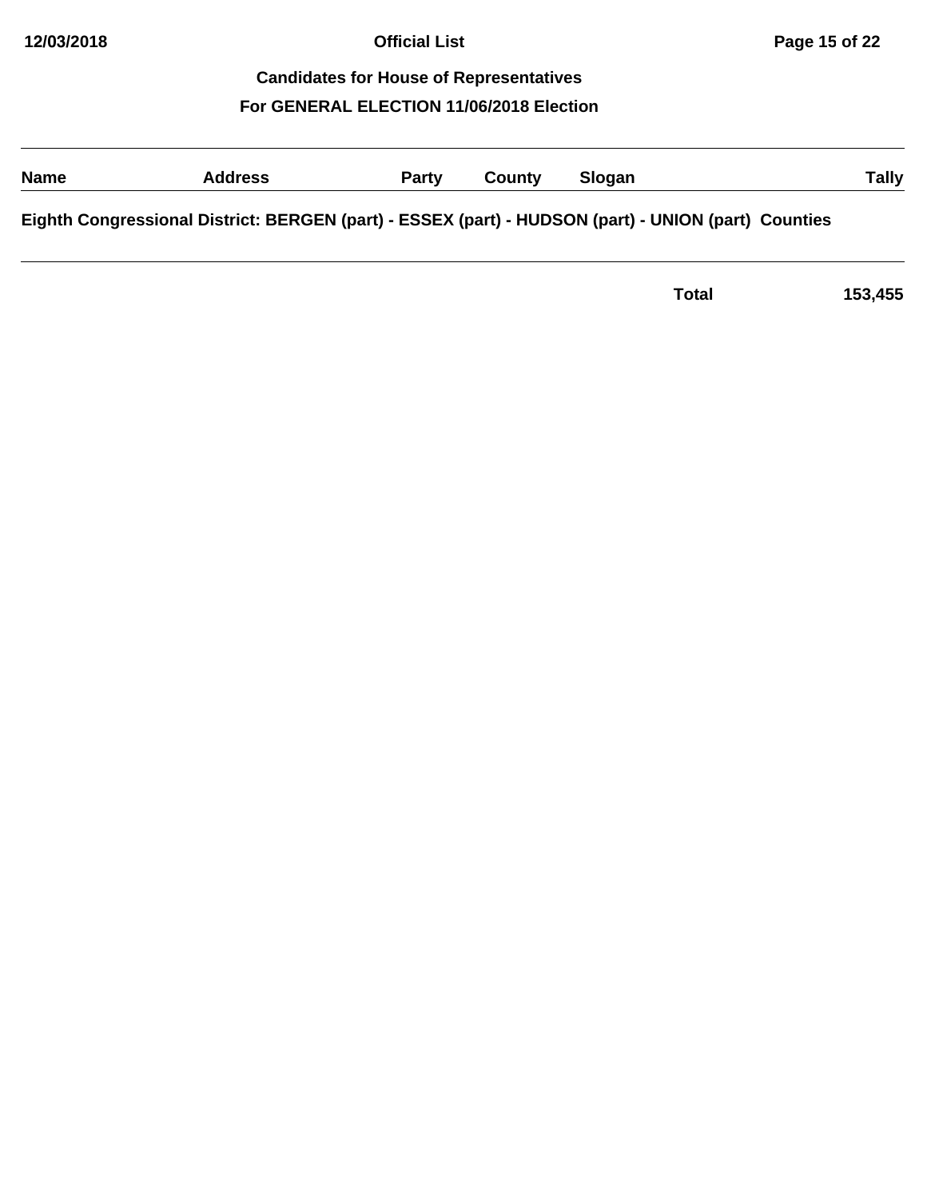## Candidates for House of Representatives

## For GENERAL ELECTION 11/06/2018 Election

| Name | Address | Party | County | Slogan | Tally |
|---|---|---|---|---|---|

**Eighth Congressional District: BERGEN (part) - ESSEX (part) - HUDSON (part) - UNION (part) Counties**

| | | | | Total | 153,455 |
|---|---|---|---|---|---|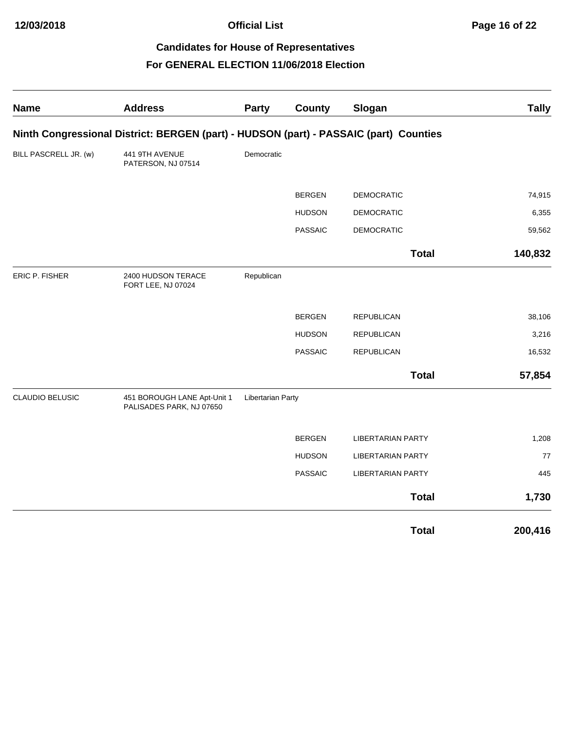# Candidates for House of Representatives

## For GENERAL ELECTION 11/06/2018 Election

| Name | Address | Party | County | Slogan | Tally |
|---|---|---|---|---|---|
| **Ninth Congressional District: BERGEN (part) - HUDSON (part) - PASSAIC (part) Counties** | | | | | |
| BILL PASCRELL JR. (w) | 441 9TH AVENUE PATERSON, NJ 07514 | Democratic | | | |
| | | | BERGEN | DEMOCRATIC | 74,915 |
| | | | HUDSON | DEMOCRATIC | 6,355 |
| | | | PASSAIC | DEMOCRATIC | 59,562 |
| | | | | **Total** | **140,832** |
| ERIC P. FISHER | 2400 HUDSON TERACE FORT LEE, NJ 07024 | Republican | | | |
| | | | BERGEN | REPUBLICAN | 38,106 |
| | | | HUDSON | REPUBLICAN | 3,216 |
| | | | PASSAIC | REPUBLICAN | 16,532 |
| | | | | **Total** | **57,854** |
| CLAUDIO BELUSIC | 451 BOROUGH LANE Apt-Unit 1 PALISADES PARK, NJ 07650 | Libertarian Party | | | |
| | | | BERGEN | LIBERTARIAN PARTY | 1,208 |
| | | | HUDSON | LIBERTARIAN PARTY | 77 |
| | | | PASSAIC | LIBERTARIAN PARTY | 445 |
| | | | | **Total** | **1,730** |
| | | | | **Total** | **200,416** |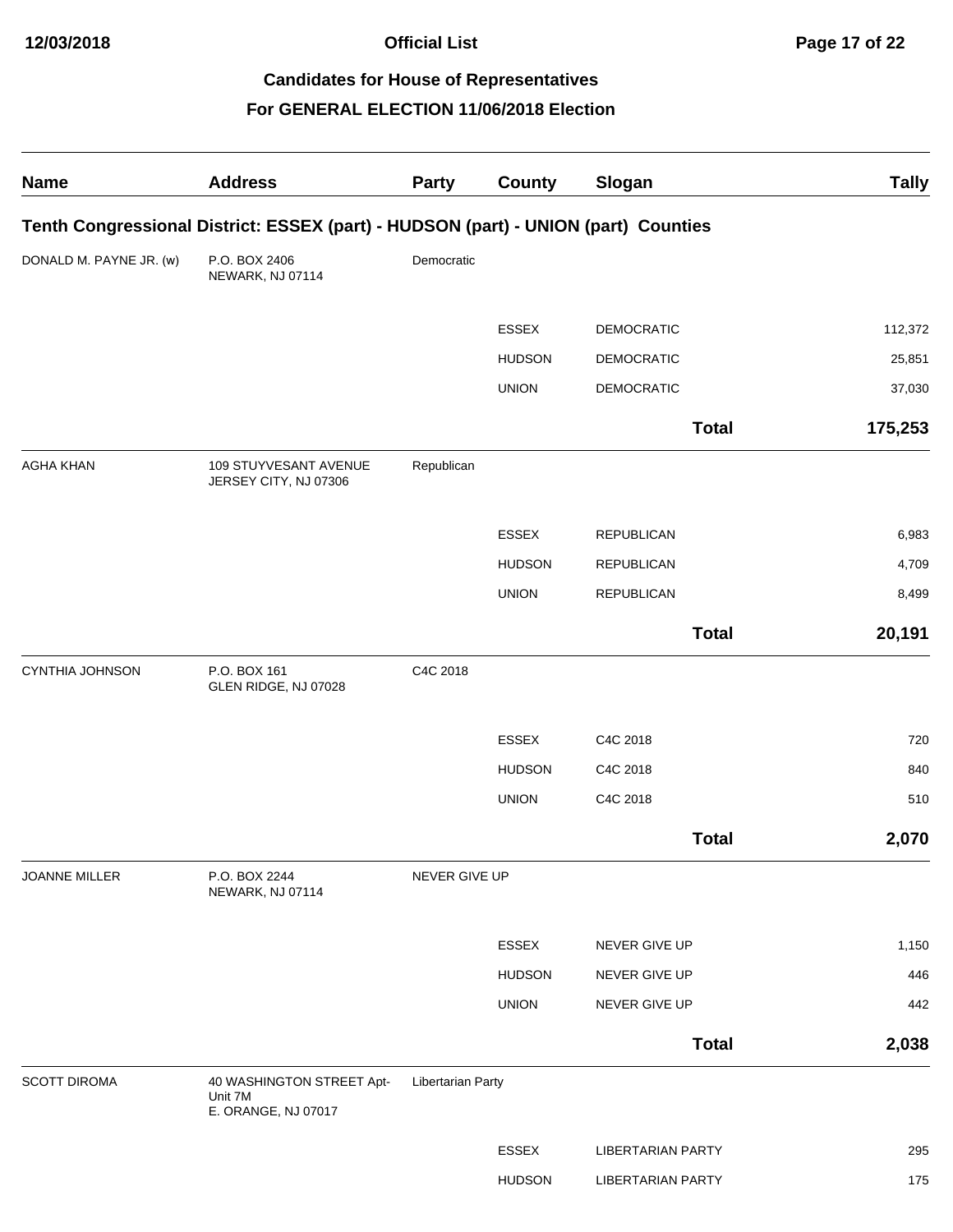# Official List

## Candidates for House of Representatives

## For GENERAL ELECTION 11/06/2018 Election

| Name | Address | Party | County | Slogan | Tally |
|---|---|---|---|---|---|
| **Tenth Congressional District: ESSEX (part) - HUDSON (part) - UNION (part) Counties** | | | | | |
| DONALD M. PAYNE JR. (w) | P.O. BOX 2406 NEWARK, NJ 07114 | Democratic | | | |
| | | | ESSEX | DEMOCRATIC | 112,372 |
| | | | HUDSON | DEMOCRATIC | 25,851 |
| | | | UNION | DEMOCRATIC | 37,030 |
| | | | | **Total** | **175,253** |
| AGHA KHAN | 109 STUYVESANT AVENUE JERSEY CITY, NJ 07306 | Republican | | | |
| | | | ESSEX | REPUBLICAN | 6,983 |
| | | | HUDSON | REPUBLICAN | 4,709 |
| | | | UNION | REPUBLICAN | 8,499 |
| | | | | **Total** | **20,191** |
| CYNTHIA JOHNSON | P.O. BOX 161 GLEN RIDGE, NJ 07028 | C4C 2018 | | | |
| | | | ESSEX | C4C 2018 | 720 |
| | | | HUDSON | C4C 2018 | 840 |
| | | | UNION | C4C 2018 | 510 |
| | | | | **Total** | **2,070** |
| JOANNE MILLER | P.O. BOX 2244 NEWARK, NJ 07114 | NEVER GIVE UP | | | |
| | | | ESSEX | NEVER GIVE UP | 1,150 |
| | | | HUDSON | NEVER GIVE UP | 446 |
| | | | UNION | NEVER GIVE UP | 442 |
| | | | | **Total** | **2,038** |
| SCOTT DIROMA | 40 WASHINGTON STREET Apt-Unit 7M E. ORANGE, NJ 07017 | Libertarian Party | | | |
| | | | ESSEX | LIBERTARIAN PARTY | 295 |
| | | | HUDSON | LIBERTARIAN PARTY | 175 |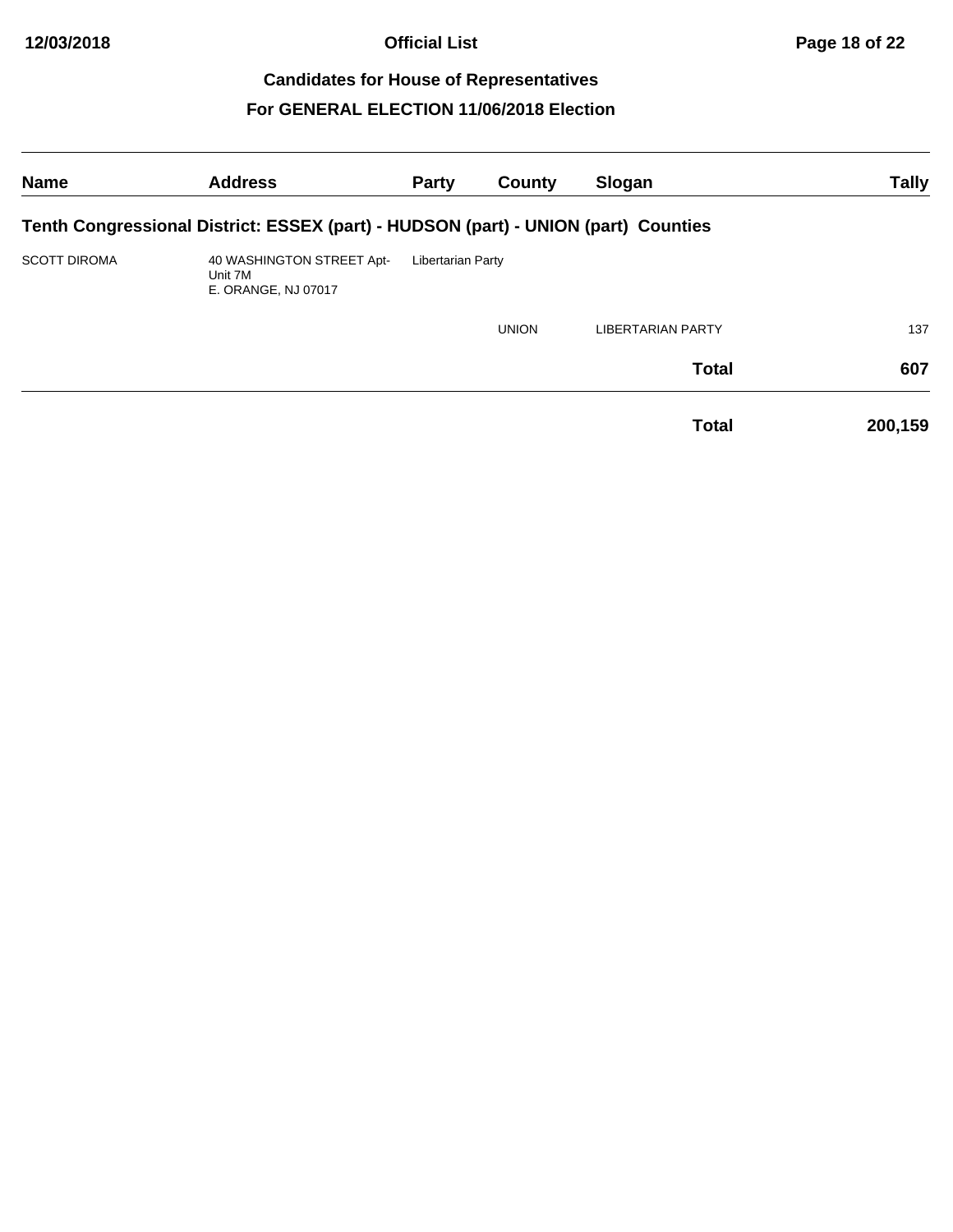## Candidates for House of Representatives

## For GENERAL ELECTION 11/06/2018 Election

| Name | Address | Party | County | Slogan | Tally |
|---|---|---|---|---|---|
| **Tenth Congressional District: ESSEX (part) - HUDSON (part) - UNION (part) Counties** | | | | | |
| SCOTT DIROMA | 40 WASHINGTON STREET Apt-Unit 7M<br>E. ORANGE, NJ 07017 | Libertarian Party | | | |
| | | | UNION | LIBERTARIAN PARTY | 137 |
| | | | | **Total** | **607** |
| | | | | **Total** | **200,159** |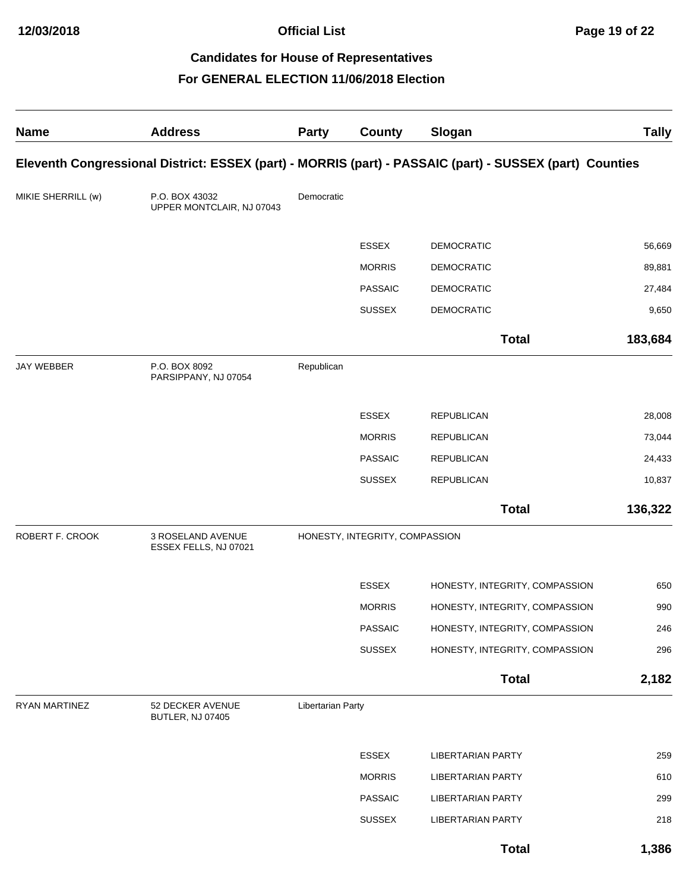## Candidates for House of Representatives

## For GENERAL ELECTION 11/06/2018 Election

| Name | Address | Party | County | Slogan | Tally |
|---|---|---|---|---|---|
| **Eleventh Congressional District: ESSEX (part) - MORRIS (part) - PASSAIC (part) - SUSSEX (part) Counties** | | | | | |
| MIKIE SHERRILL (w) | P.O. BOX 43032 UPPER MONTCLAIR, NJ 07043 | Democratic | | | |
| | | | ESSEX | DEMOCRATIC | 56,669 |
| | | | MORRIS | DEMOCRATIC | 89,881 |
| | | | PASSAIC | DEMOCRATIC | 27,484 |
| | | | SUSSEX | DEMOCRATIC | 9,650 |
| | | | | **Total** | **183,684** |
| JAY WEBBER | P.O. BOX 8092 PARSIPPANY, NJ 07054 | Republican | | | |
| | | | ESSEX | REPUBLICAN | 28,008 |
| | | | MORRIS | REPUBLICAN | 73,044 |
| | | | PASSAIC | REPUBLICAN | 24,433 |
| | | | SUSSEX | REPUBLICAN | 10,837 |
| | | | | **Total** | **136,322** |
| ROBERT F. CROOK | 3 ROSELAND AVENUE ESSEX FELLS, NJ 07021 | HONESTY, INTEGRITY, COMPASSION | | | |
| | | | ESSEX | HONESTY, INTEGRITY, COMPASSION | 650 |
| | | | MORRIS | HONESTY, INTEGRITY, COMPASSION | 990 |
| | | | PASSAIC | HONESTY, INTEGRITY, COMPASSION | 246 |
| | | | SUSSEX | HONESTY, INTEGRITY, COMPASSION | 296 |
| | | | | **Total** | **2,182** |
| RYAN MARTINEZ | 52 DECKER AVENUE BUTLER, NJ 07405 | Libertarian Party | | | |
| | | | ESSEX | LIBERTARIAN PARTY | 259 |
| | | | MORRIS | LIBERTARIAN PARTY | 610 |
| | | | PASSAIC | LIBERTARIAN PARTY | 299 |
| | | | SUSSEX | LIBERTARIAN PARTY | 218 |
| | | | | **Total** | **1,386** |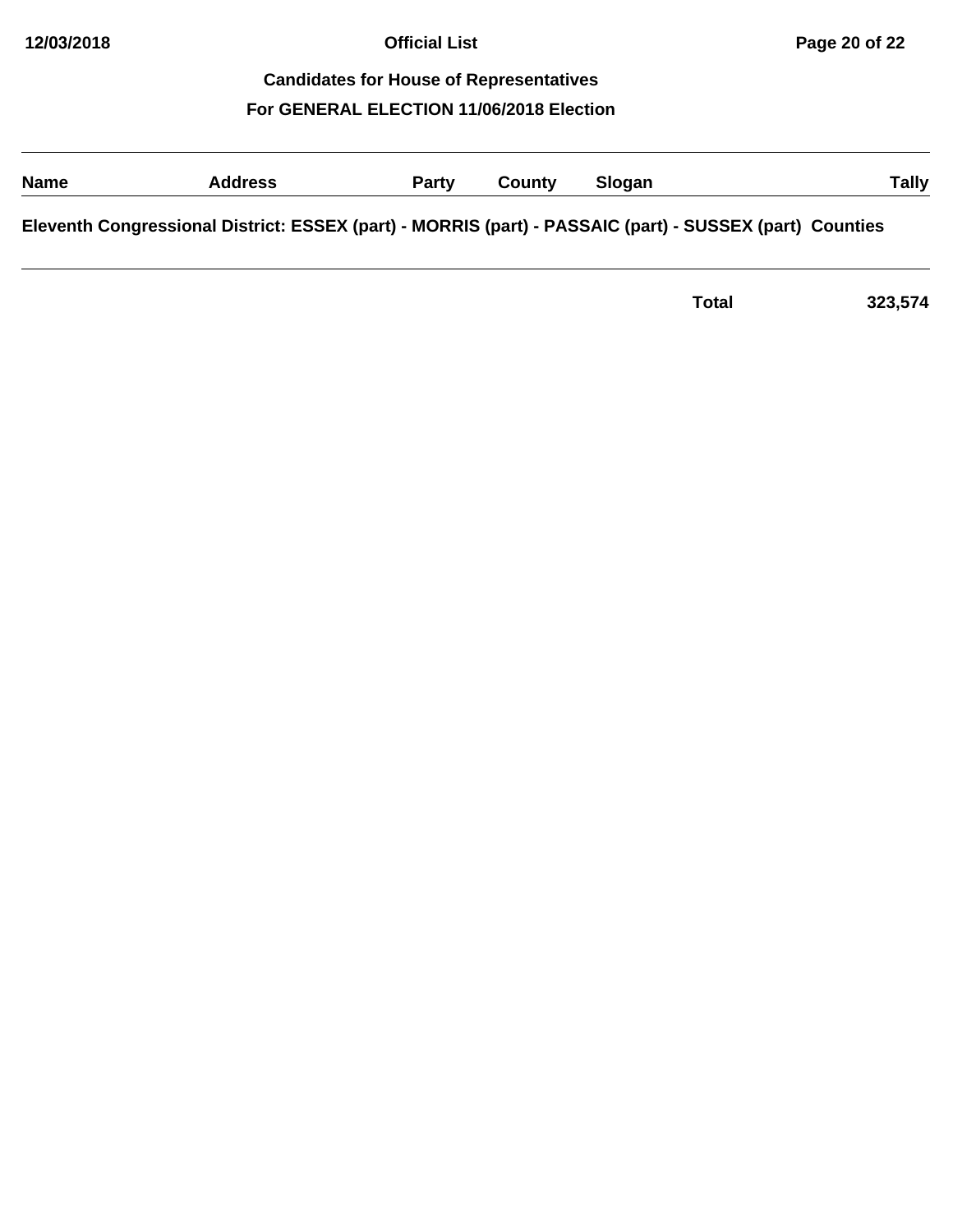## Candidates for House of Representatives

## For GENERAL ELECTION 11/06/2018 Election

| Name | Address | Party | County | Slogan | Tally |
|---|---|---|---|---|---|

**Eleventh Congressional District: ESSEX (part) - MORRIS (part) - PASSAIC (part) - SUSSEX (part)  Counties**

| | | | | | |
|---|---|---|---|---|---|
| | | | | **Total** | **323,574** |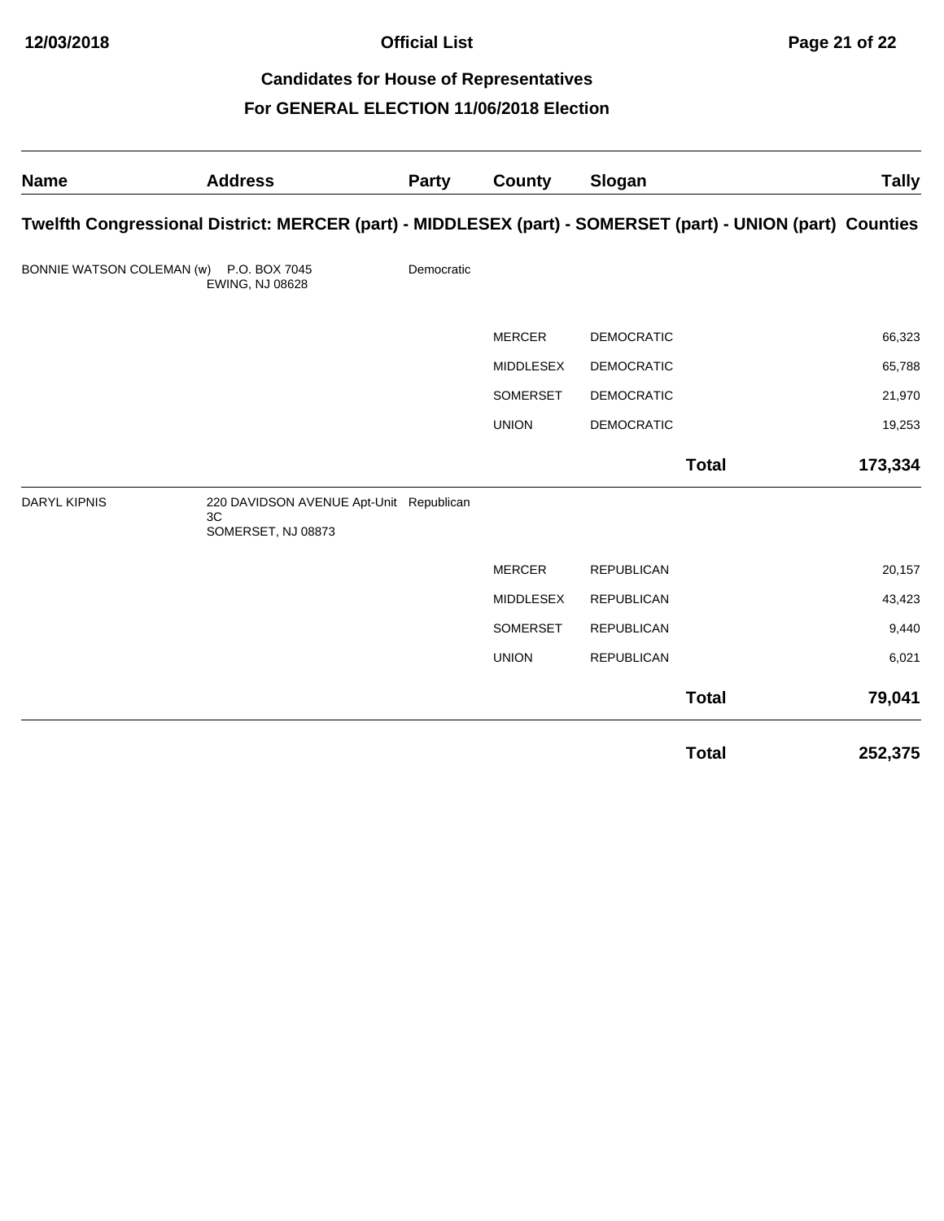## Candidates for House of Representatives

## For GENERAL ELECTION 11/06/2018 Election

| Name | Address | Party | County | Slogan | Tally |
|---|---|---|---|---|---|
| **Twelfth Congressional District: MERCER (part) - MIDDLESEX (part) - SOMERSET (part) - UNION (part) Counties** | | | | | |
| BONNIE WATSON COLEMAN (w) | P.O. BOX 7045<br>EWING, NJ 08628 | Democratic | | | |
| | | | MERCER | DEMOCRATIC | 66,323 |
| | | | MIDDLESEX | DEMOCRATIC | 65,788 |
| | | | SOMERSET | DEMOCRATIC | 21,970 |
| | | | UNION | DEMOCRATIC | 19,253 |
| | | | | **Total** | **173,334** |
| DARYL KIPNIS | 220 DAVIDSON AVENUE Apt-Unit 3C<br>SOMERSET, NJ 08873 | Republican | | | |
| | | | MERCER | REPUBLICAN | 20,157 |
| | | | MIDDLESEX | REPUBLICAN | 43,423 |
| | | | SOMERSET | REPUBLICAN | 9,440 |
| | | | UNION | REPUBLICAN | 6,021 |
| | | | | **Total** | **79,041** |
| | | | | **Total** | **252,375** |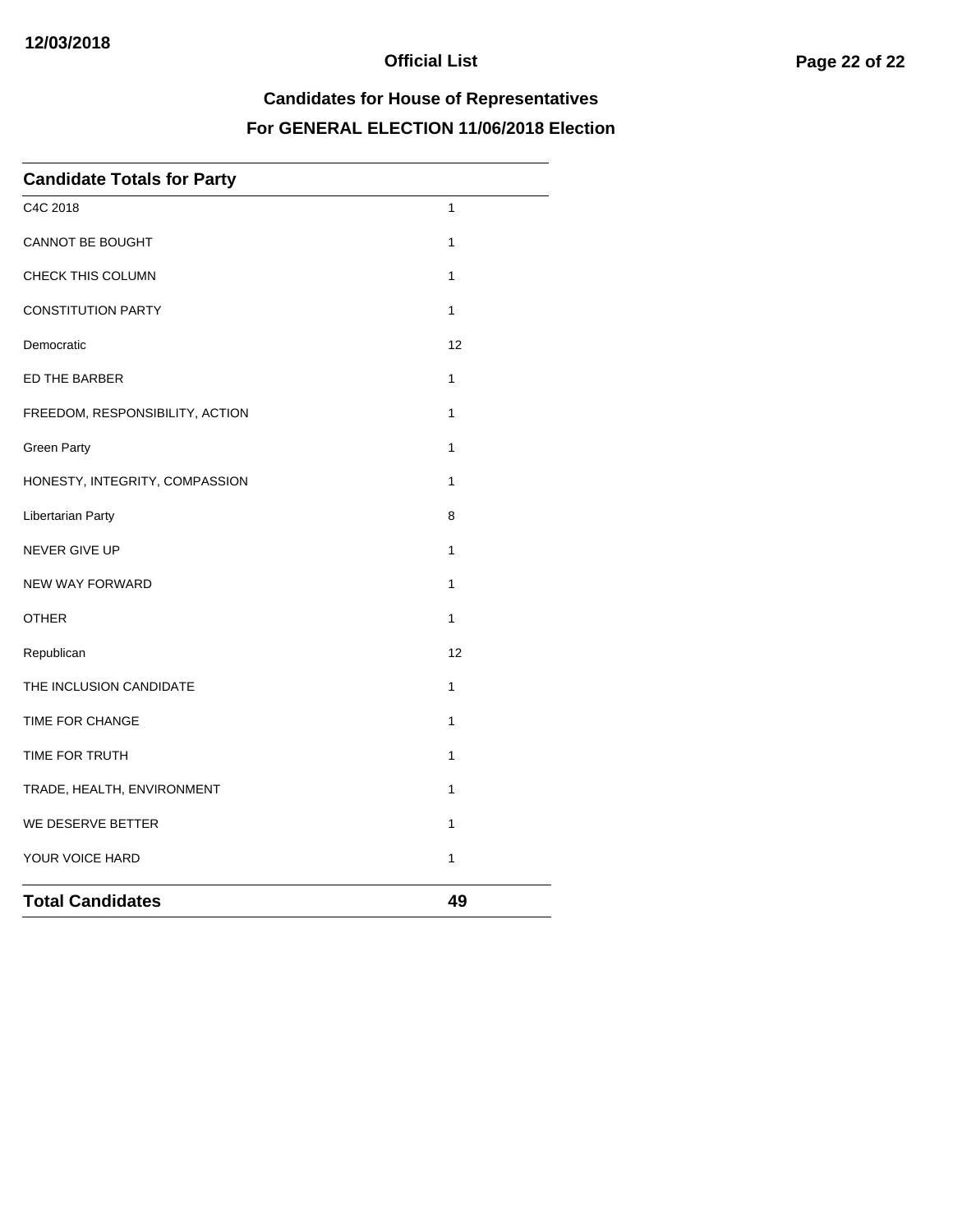12/03/2018

## Official List

## Candidates for House of Representatives

## For GENERAL ELECTION 11/06/2018 Election

| Candidate Totals for Party | |
|---|---|
| C4C 2018 | 1 |
| CANNOT BE BOUGHT | 1 |
| CHECK THIS COLUMN | 1 |
| CONSTITUTION PARTY | 1 |
| Democratic | 12 |
| ED THE BARBER | 1 |
| FREEDOM, RESPONSIBILITY, ACTION | 1 |
| Green Party | 1 |
| HONESTY, INTEGRITY, COMPASSION | 1 |
| Libertarian Party | 8 |
| NEVER GIVE UP | 1 |
| NEW WAY FORWARD | 1 |
| OTHER | 1 |
| Republican | 12 |
| THE INCLUSION CANDIDATE | 1 |
| TIME FOR CHANGE | 1 |
| TIME FOR TRUTH | 1 |
| TRADE, HEALTH, ENVIRONMENT | 1 |
| WE DESERVE BETTER | 1 |
| YOUR VOICE HARD | 1 |
| **Total Candidates** | **49** |